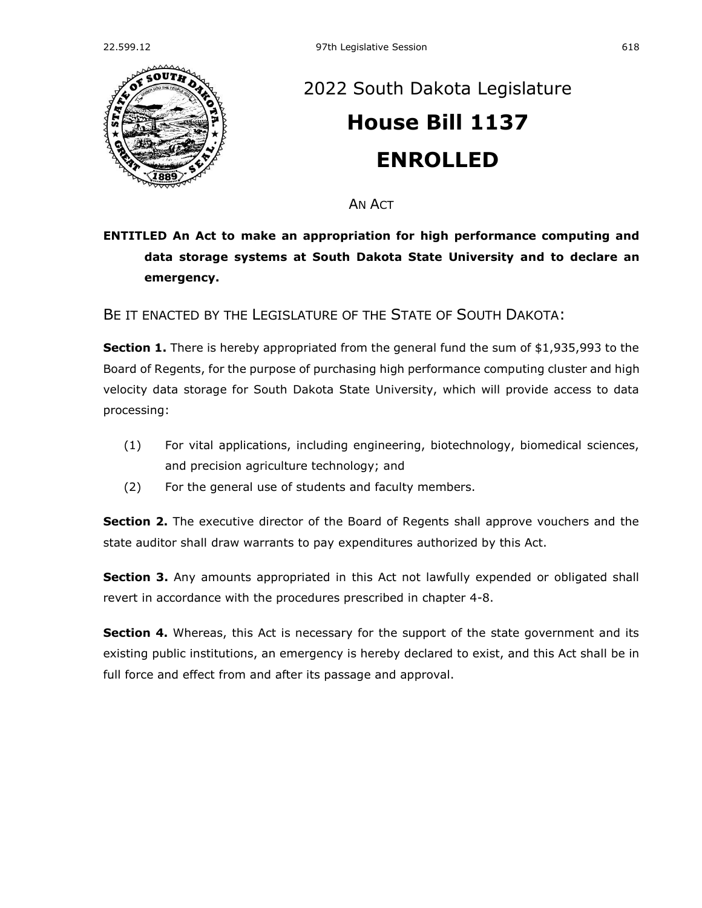# 2022 South Dakota Legislature

# House Bill 1137

# ENROLLED

AN ACT

**ENTITLED An Act to make an appropriation for high performance computing and data storage systems at South Dakota State University and to declare an emergency.**

BE IT ENACTED BY THE LEGISLATURE OF THE STATE OF SOUTH DAKOTA:

**Section 1.** There is hereby appropriated from the general fund the sum of $1,935,993 to the Board of Regents, for the purpose of purchasing high performance computing cluster and high velocity data storage for South Dakota State University, which will provide access to data processing:

(1) For vital applications, including engineering, biotechnology, biomedical sciences, and precision agriculture technology; and

(2) For the general use of students and faculty members.

**Section 2.** The executive director of the Board of Regents shall approve vouchers and the state auditor shall draw warrants to pay expenditures authorized by this Act.

**Section 3.** Any amounts appropriated in this Act not lawfully expended or obligated shall revert in accordance with the procedures prescribed in chapter 4-8.

**Section 4.** Whereas, this Act is necessary for the support of the state government and its existing public institutions, an emergency is hereby declared to exist, and this Act shall be in full force and effect from and after its passage and approval.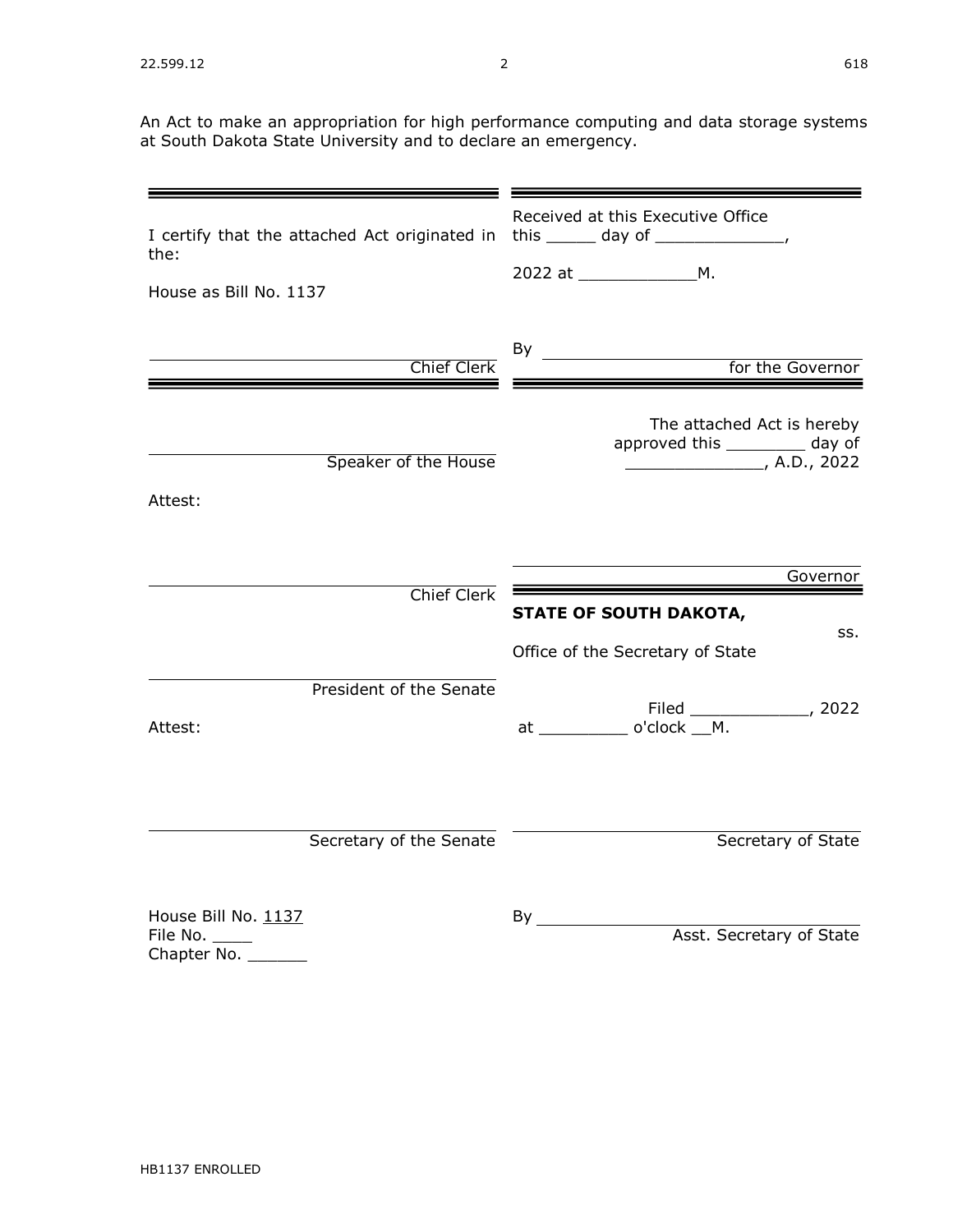An Act to make an appropriation for high performance computing and data storage systems at South Dakota State University and to declare an emergency.

I certify that the attached Act originated in the:

House as Bill No. 1137

\_\_\_\_\_\_\_\_\_\_\_\_\_\_\_\_\_\_\_\_
Chief Clerk

\_\_\_\_\_\_\_\_\_\_\_\_\_\_\_\_\_\_\_\_
Speaker of the House

Attest:

\_\_\_\_\_\_\_\_\_\_\_\_\_\_\_\_\_\_\_\_
Chief Clerk

\_\_\_\_\_\_\_\_\_\_\_\_\_\_\_\_\_\_\_\_
President of the Senate

Attest:

\_\_\_\_\_\_\_\_\_\_\_\_\_\_\_\_\_\_\_\_
Secretary of the Senate

House Bill No. 1137
File No. \_\_\_\_
Chapter No. \_\_\_\_\_\_

Received at this Executive Office this \_\_\_\_\_ day of \_\_\_\_\_\_\_\_\_\_\_\_\_,

2022 at \_\_\_\_\_\_\_\_\_\_\_\_M.

By \_\_\_\_\_\_\_\_\_\_\_\_\_\_\_\_\_\_\_\_
for the Governor

The attached Act is hereby approved this \_\_\_\_\_\_\_\_ day of \_\_\_\_\_\_\_\_\_\_\_\_\_\_, A.D., 2022

\_\_\_\_\_\_\_\_\_\_\_\_\_\_\_\_\_\_\_\_
Governor

**STATE OF SOUTH DAKOTA,**

ss.

Office of the Secretary of State

Filed \_\_\_\_\_\_\_\_\_\_\_\_, 2022 at \_\_\_\_\_\_\_\_\_ o'clock \_\_M.

\_\_\_\_\_\_\_\_\_\_\_\_\_\_\_\_\_\_\_\_
Secretary of State

By \_\_\_\_\_\_\_\_\_\_\_\_\_\_\_\_\_\_\_\_
Asst. Secretary of State